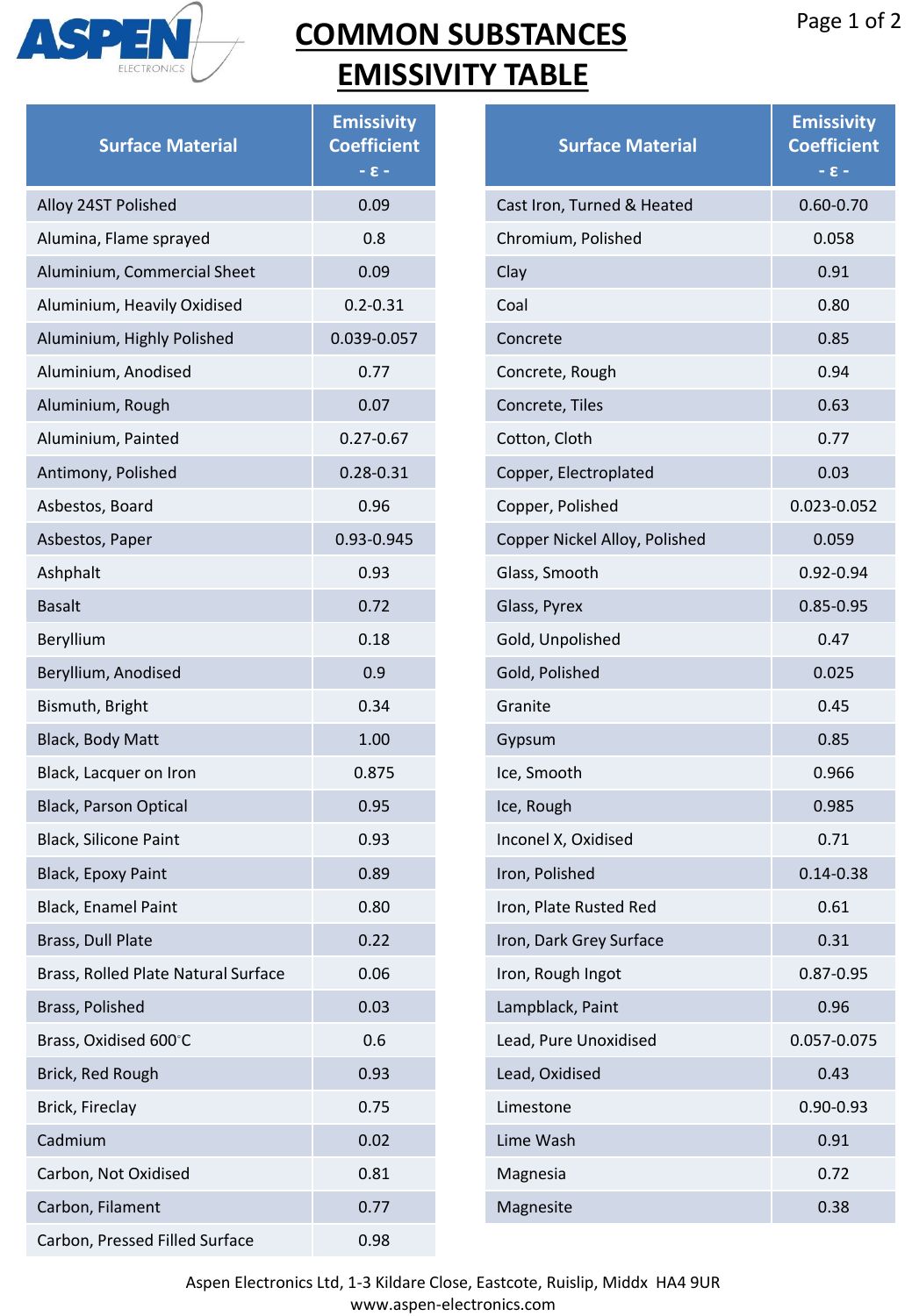# COMMON SUBSTANCES EMISSIVITY TABLE

| Surface Material | Emissivity Coefficient - ε - |
|---|---|
| Alloy 24ST Polished | 0.09 |
| Alumina, Flame sprayed | 0.8 |
| Aluminium, Commercial Sheet | 0.09 |
| Aluminium, Heavily Oxidised | 0.2-0.31 |
| Aluminium, Highly Polished | 0.039-0.057 |
| Aluminium, Anodised | 0.77 |
| Aluminium, Rough | 0.07 |
| Aluminium, Painted | 0.27-0.67 |
| Antimony, Polished | 0.28-0.31 |
| Asbestos, Board | 0.96 |
| Asbestos, Paper | 0.93-0.945 |
| Ashphalt | 0.93 |
| Basalt | 0.72 |
| Beryllium | 0.18 |
| Beryllium, Anodised | 0.9 |
| Bismuth, Bright | 0.34 |
| Black, Body Matt | 1.00 |
| Black, Lacquer on Iron | 0.875 |
| Black, Parson Optical | 0.95 |
| Black, Silicone Paint | 0.93 |
| Black, Epoxy Paint | 0.89 |
| Black, Enamel Paint | 0.80 |
| Brass, Dull Plate | 0.22 |
| Brass, Rolled Plate Natural Surface | 0.06 |
| Brass, Polished | 0.03 |
| Brass, Oxidised 600°C | 0.6 |
| Brick, Red Rough | 0.93 |
| Brick, Fireclay | 0.75 |
| Cadmium | 0.02 |
| Carbon, Not Oxidised | 0.81 |
| Carbon, Filament | 0.77 |
| Carbon, Pressed Filled Surface | 0.98 |
| Cast Iron, Turned & Heated | 0.60-0.70 |
| Chromium, Polished | 0.058 |
| Clay | 0.91 |
| Coal | 0.80 |
| Concrete | 0.85 |
| Concrete, Rough | 0.94 |
| Concrete, Tiles | 0.63 |
| Cotton, Cloth | 0.77 |
| Copper, Electroplated | 0.03 |
| Copper, Polished | 0.023-0.052 |
| Copper Nickel Alloy, Polished | 0.059 |
| Glass, Smooth | 0.92-0.94 |
| Glass, Pyrex | 0.85-0.95 |
| Gold, Unpolished | 0.47 |
| Gold, Polished | 0.025 |
| Granite | 0.45 |
| Gypsum | 0.85 |
| Ice, Smooth | 0.966 |
| Ice, Rough | 0.985 |
| Inconel X, Oxidised | 0.71 |
| Iron, Polished | 0.14-0.38 |
| Iron, Plate Rusted Red | 0.61 |
| Iron, Dark Grey Surface | 0.31 |
| Iron, Rough Ingot | 0.87-0.95 |
| Lampblack, Paint | 0.96 |
| Lead, Pure Unoxidised | 0.057-0.075 |
| Lead, Oxidised | 0.43 |
| Limestone | 0.90-0.93 |
| Lime Wash | 0.91 |
| Magnesia | 0.72 |
| Magnesite | 0.38 |

Aspen Electronics Ltd, 1-3 Kildare Close, Eastcote, Ruislip, Middx HA4 9UR
www.aspen-electronics.com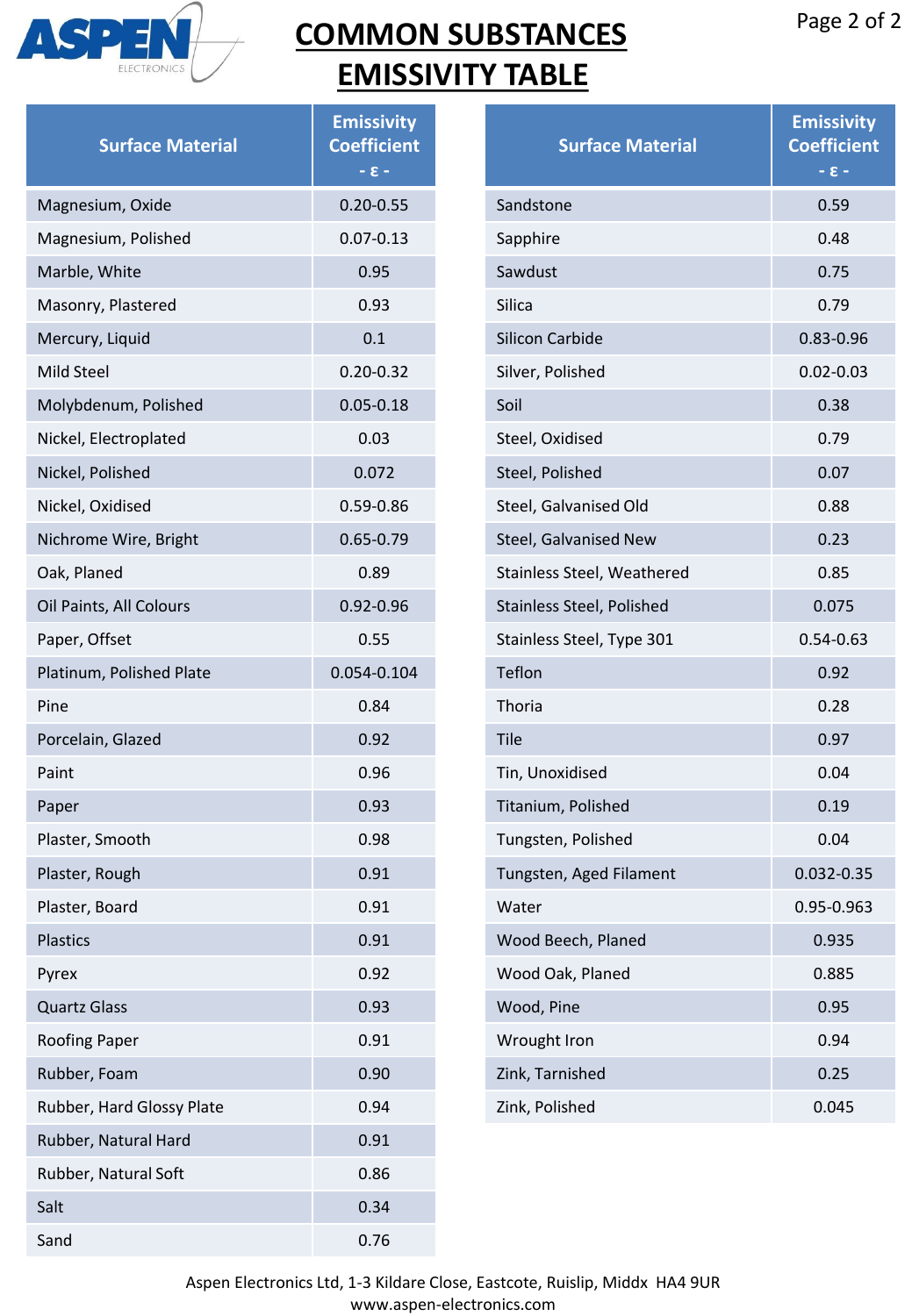# COMMON SUBSTANCES EMISSIVITY TABLE

| Surface Material | Emissivity Coefficient - ε - |
|---|---|
| Magnesium, Oxide | 0.20-0.55 |
| Magnesium, Polished | 0.07-0.13 |
| Marble, White | 0.95 |
| Masonry, Plastered | 0.93 |
| Mercury, Liquid | 0.1 |
| Mild Steel | 0.20-0.32 |
| Molybdenum, Polished | 0.05-0.18 |
| Nickel, Electroplated | 0.03 |
| Nickel, Polished | 0.072 |
| Nickel, Oxidised | 0.59-0.86 |
| Nichrome Wire, Bright | 0.65-0.79 |
| Oak, Planed | 0.89 |
| Oil Paints, All Colours | 0.92-0.96 |
| Paper, Offset | 0.55 |
| Platinum, Polished Plate | 0.054-0.104 |
| Pine | 0.84 |
| Porcelain, Glazed | 0.92 |
| Paint | 0.96 |
| Paper | 0.93 |
| Plaster, Smooth | 0.98 |
| Plaster, Rough | 0.91 |
| Plaster, Board | 0.91 |
| Plastics | 0.91 |
| Pyrex | 0.92 |
| Quartz Glass | 0.93 |
| Roofing Paper | 0.91 |
| Rubber, Foam | 0.90 |
| Rubber, Hard Glossy Plate | 0.94 |
| Rubber, Natural Hard | 0.91 |
| Rubber, Natural Soft | 0.86 |
| Salt | 0.34 |
| Sand | 0.76 |
| Sandstone | 0.59 |
| Sapphire | 0.48 |
| Sawdust | 0.75 |
| Silica | 0.79 |
| Silicon Carbide | 0.83-0.96 |
| Silver, Polished | 0.02-0.03 |
| Soil | 0.38 |
| Steel, Oxidised | 0.79 |
| Steel, Polished | 0.07 |
| Steel, Galvanised Old | 0.88 |
| Steel, Galvanised New | 0.23 |
| Stainless Steel, Weathered | 0.85 |
| Stainless Steel, Polished | 0.075 |
| Stainless Steel, Type 301 | 0.54-0.63 |
| Teflon | 0.92 |
| Thoria | 0.28 |
| Tile | 0.97 |
| Tin, Unoxidised | 0.04 |
| Titanium, Polished | 0.19 |
| Tungsten, Polished | 0.04 |
| Tungsten, Aged Filament | 0.032-0.35 |
| Water | 0.95-0.963 |
| Wood Beech, Planed | 0.935 |
| Wood Oak, Planed | 0.885 |
| Wood, Pine | 0.95 |
| Wrought Iron | 0.94 |
| Zink, Tarnished | 0.25 |
| Zink, Polished | 0.045 |

Aspen Electronics Ltd, 1-3 Kildare Close, Eastcote, Ruislip, Middx HA4 9UR
www.aspen-electronics.com